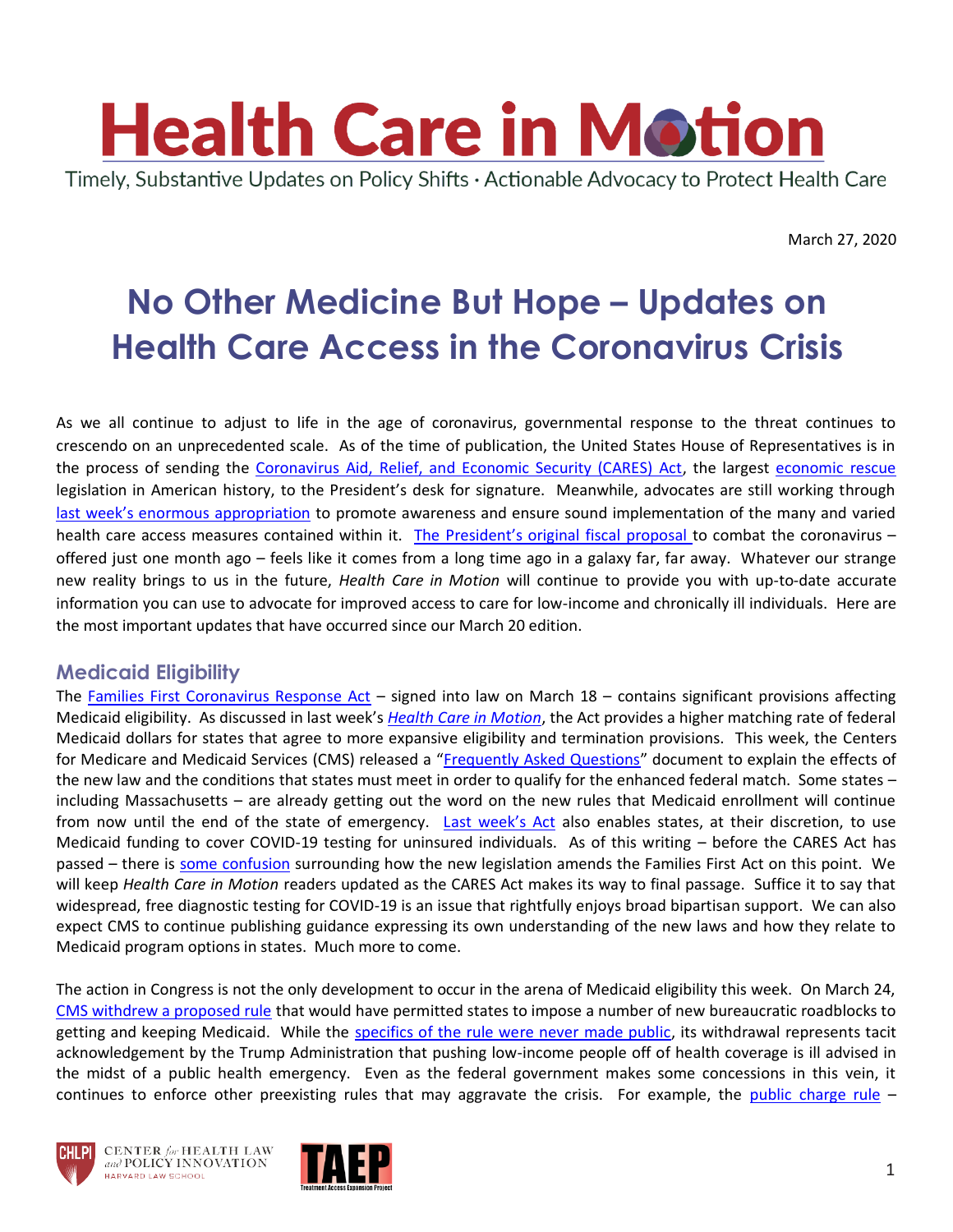# Health Care in Motion

Timely, Substantive Updates on Policy Shifts · Actionable Advocacy to Protect Health Care

March 27, 2020

# No Other Medicine But Hope – Updates on Health Care Access in the Coronavirus Crisis

As we all continue to adjust to life in the age of coronavirus, governmental response to the threat continues to crescendo on an unprecedented scale. As of the time of publication, the United States House of Representatives is in the process of sending the Coronavirus Aid, Relief, and Economic Security (CARES) Act, the largest economic rescue legislation in American history, to the President's desk for signature. Meanwhile, advocates are still working through last week's enormous appropriation to promote awareness and ensure sound implementation of the many and varied health care access measures contained within it. The President's original fiscal proposal to combat the coronavirus – offered just one month ago – feels like it comes from a long time ago in a galaxy far, far away. Whatever our strange new reality brings to us in the future, *Health Care in Motion* will continue to provide you with up-to-date accurate information you can use to advocate for improved access to care for low-income and chronically ill individuals. Here are the most important updates that have occurred since our March 20 edition.

## Medicaid Eligibility

The Families First Coronavirus Response Act – signed into law on March 18 – contains significant provisions affecting Medicaid eligibility. As discussed in last week's *Health Care in Motion*, the Act provides a higher matching rate of federal Medicaid dollars for states that agree to more expansive eligibility and termination provisions. This week, the Centers for Medicare and Medicaid Services (CMS) released a "Frequently Asked Questions" document to explain the effects of the new law and the conditions that states must meet in order to qualify for the enhanced federal match. Some states – including Massachusetts – are already getting out the word on the new rules that Medicaid enrollment will continue from now until the end of the state of emergency. Last week's Act also enables states, at their discretion, to use Medicaid funding to cover COVID-19 testing for uninsured individuals. As of this writing – before the CARES Act has passed – there is some confusion surrounding how the new legislation amends the Families First Act on this point. We will keep *Health Care in Motion* readers updated as the CARES Act makes its way to final passage. Suffice it to say that widespread, free diagnostic testing for COVID-19 is an issue that rightfully enjoys broad bipartisan support. We can also expect CMS to continue publishing guidance expressing its own understanding of the new laws and how they relate to Medicaid program options in states. Much more to come.

The action in Congress is not the only development to occur in the arena of Medicaid eligibility this week. On March 24, CMS withdrew a proposed rule that would have permitted states to impose a number of new bureaucratic roadblocks to getting and keeping Medicaid. While the specifics of the rule were never made public, its withdrawal represents tacit acknowledgement by the Trump Administration that pushing low-income people off of health coverage is ill advised in the midst of a public health emergency. Even as the federal government makes some concessions in this vein, it continues to enforce other preexisting rules that may aggravate the crisis. For example, the public charge rule –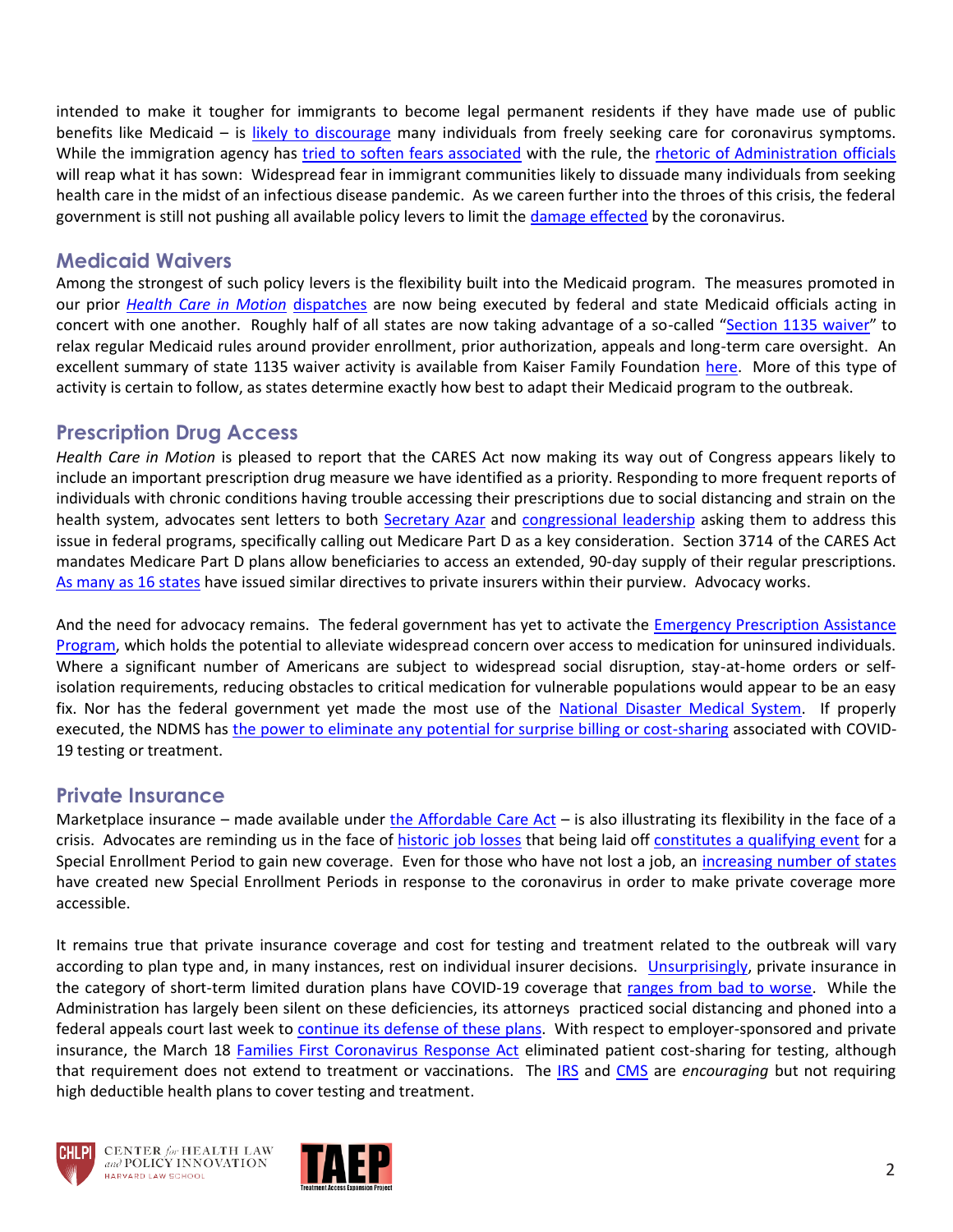intended to make it tougher for immigrants to become legal permanent residents if they have made use of public benefits like Medicaid – is likely to discourage many individuals from freely seeking care for coronavirus symptoms. While the immigration agency has tried to soften fears associated with the rule, the rhetoric of Administration officials will reap what it has sown: Widespread fear in immigrant communities likely to dissuade many individuals from seeking health care in the midst of an infectious disease pandemic. As we careen further into the throes of this crisis, the federal government is still not pushing all available policy levers to limit the damage effected by the coronavirus.

## Medicaid Waivers

Among the strongest of such policy levers is the flexibility built into the Medicaid program. The measures promoted in our prior *Health Care in Motion* dispatches are now being executed by federal and state Medicaid officials acting in concert with one another. Roughly half of all states are now taking advantage of a so-called "Section 1135 waiver" to relax regular Medicaid rules around provider enrollment, prior authorization, appeals and long-term care oversight. An excellent summary of state 1135 waiver activity is available from Kaiser Family Foundation here. More of this type of activity is certain to follow, as states determine exactly how best to adapt their Medicaid program to the outbreak.

## Prescription Drug Access

*Health Care in Motion* is pleased to report that the CARES Act now making its way out of Congress appears likely to include an important prescription drug measure we have identified as a priority. Responding to more frequent reports of individuals with chronic conditions having trouble accessing their prescriptions due to social distancing and strain on the health system, advocates sent letters to both Secretary Azar and congressional leadership asking them to address this issue in federal programs, specifically calling out Medicare Part D as a key consideration. Section 3714 of the CARES Act mandates Medicare Part D plans allow beneficiaries to access an extended, 90-day supply of their regular prescriptions. As many as 16 states have issued similar directives to private insurers within their purview. Advocacy works.

And the need for advocacy remains. The federal government has yet to activate the Emergency Prescription Assistance Program, which holds the potential to alleviate widespread concern over access to medication for uninsured individuals. Where a significant number of Americans are subject to widespread social disruption, stay-at-home orders or self-isolation requirements, reducing obstacles to critical medication for vulnerable populations would appear to be an easy fix. Nor has the federal government yet made the most use of the National Disaster Medical System. If properly executed, the NDMS has the power to eliminate any potential for surprise billing or cost-sharing associated with COVID-19 testing or treatment.

## Private Insurance

Marketplace insurance – made available under the Affordable Care Act – is also illustrating its flexibility in the face of a crisis. Advocates are reminding us in the face of historic job losses that being laid off constitutes a qualifying event for a Special Enrollment Period to gain new coverage. Even for those who have not lost a job, an increasing number of states have created new Special Enrollment Periods in response to the coronavirus in order to make private coverage more accessible.

It remains true that private insurance coverage and cost for testing and treatment related to the outbreak will vary according to plan type and, in many instances, rest on individual insurer decisions. Unsurprisingly, private insurance in the category of short-term limited duration plans have COVID-19 coverage that ranges from bad to worse. While the Administration has largely been silent on these deficiencies, its attorneys practiced social distancing and phoned into a federal appeals court last week to continue its defense of these plans. With respect to employer-sponsored and private insurance, the March 18 Families First Coronavirus Response Act eliminated patient cost-sharing for testing, although that requirement does not extend to treatment or vaccinations. The IRS and CMS are *encouraging* but not requiring high deductible health plans to cover testing and treatment.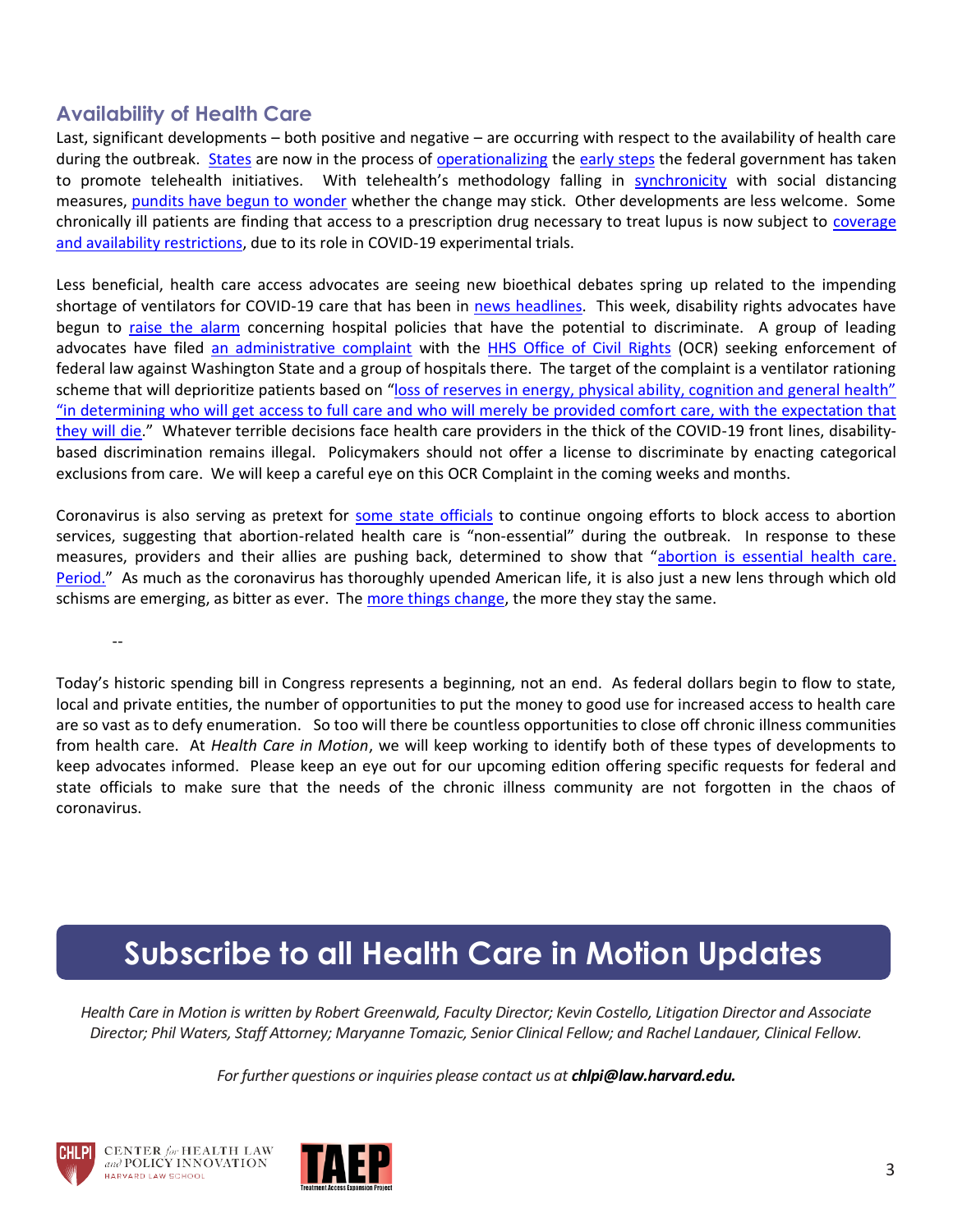## Availability of Health Care

Last, significant developments – both positive and negative – are occurring with respect to the availability of health care during the outbreak. States are now in the process of operationalizing the early steps the federal government has taken to promote telehealth initiatives. With telehealth's methodology falling in synchronicity with social distancing measures, pundits have begun to wonder whether the change may stick. Other developments are less welcome. Some chronically ill patients are finding that access to a prescription drug necessary to treat lupus is now subject to coverage and availability restrictions, due to its role in COVID-19 experimental trials.

Less beneficial, health care access advocates are seeing new bioethical debates spring up related to the impending shortage of ventilators for COVID-19 care that has been in news headlines. This week, disability rights advocates have begun to raise the alarm concerning hospital policies that have the potential to discriminate. A group of leading advocates have filed an administrative complaint with the HHS Office of Civil Rights (OCR) seeking enforcement of federal law against Washington State and a group of hospitals there. The target of the complaint is a ventilator rationing scheme that will deprioritize patients based on "loss of reserves in energy, physical ability, cognition and general health" "in determining who will get access to full care and who will merely be provided comfort care, with the expectation that they will die." Whatever terrible decisions face health care providers in the thick of the COVID-19 front lines, disability-based discrimination remains illegal. Policymakers should not offer a license to discriminate by enacting categorical exclusions from care. We will keep a careful eye on this OCR Complaint in the coming weeks and months.

Coronavirus is also serving as pretext for some state officials to continue ongoing efforts to block access to abortion services, suggesting that abortion-related health care is "non-essential" during the outbreak. In response to these measures, providers and their allies are pushing back, determined to show that "abortion is essential health care. Period." As much as the coronavirus has thoroughly upended American life, it is also just a new lens through which old schisms are emerging, as bitter as ever. The more things change, the more they stay the same.

--

Today's historic spending bill in Congress represents a beginning, not an end. As federal dollars begin to flow to state, local and private entities, the number of opportunities to put the money to good use for increased access to health care are so vast as to defy enumeration. So too will there be countless opportunities to close off chronic illness communities from health care. At *Health Care in Motion*, we will keep working to identify both of these types of developments to keep advocates informed. Please keep an eye out for our upcoming edition offering specific requests for federal and state officials to make sure that the needs of the chronic illness community are not forgotten in the chaos of coronavirus.

# Subscribe to all Health Care in Motion Updates

*Health Care in Motion is written by Robert Greenwald, Faculty Director; Kevin Costello, Litigation Director and Associate Director; Phil Waters, Staff Attorney; Maryanne Tomazic, Senior Clinical Fellow; and Rachel Landauer, Clinical Fellow.*

*For further questions or inquiries please contact us at* ***chlpi@law.harvard.edu.***

CHLPI CENTER *for* HEALTH LAW *and* POLICY INNOVATION HARVARD LAW SCHOOL

TAEP Treatment Access Expansion Project